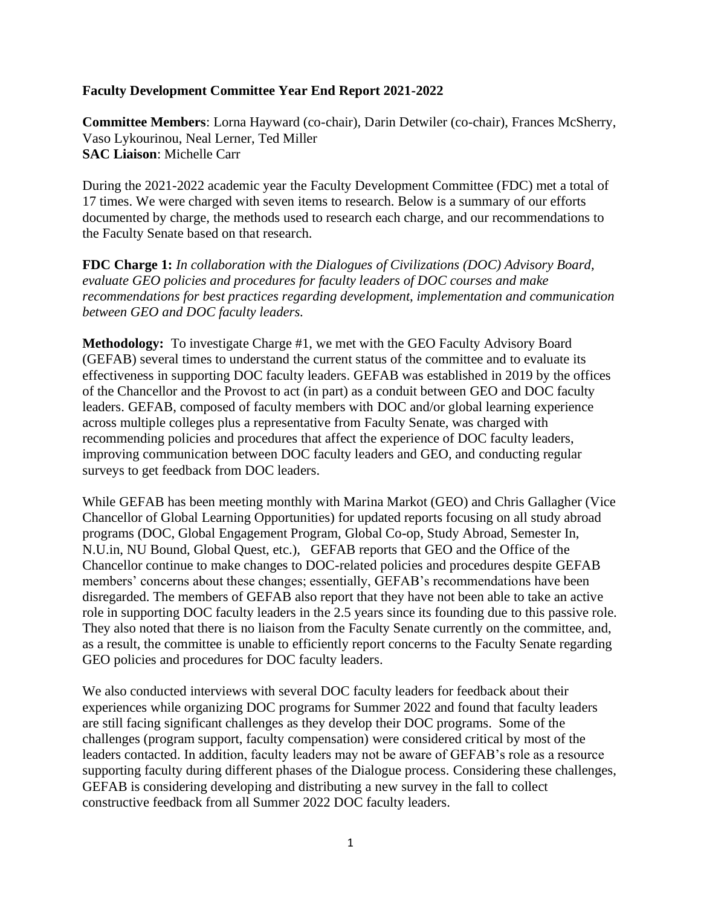# Faculty Development Committee Year End Report 2021-2022

**Committee Members**: Lorna Hayward (co-chair), Darin Detwiler (co-chair), Frances McSherry, Vaso Lykourinou, Neal Lerner, Ted Miller
**SAC Liaison**: Michelle Carr

During the 2021-2022 academic year the Faculty Development Committee (FDC) met a total of 17 times. We were charged with seven items to research. Below is a summary of our efforts documented by charge, the methods used to research each charge, and our recommendations to the Faculty Senate based on that research.

**FDC Charge 1:** *In collaboration with the Dialogues of Civilizations (DOC) Advisory Board, evaluate GEO policies and procedures for faculty leaders of DOC courses and make recommendations for best practices regarding development, implementation and communication between GEO and DOC faculty leaders.*

**Methodology:** To investigate Charge #1, we met with the GEO Faculty Advisory Board (GEFAB) several times to understand the current status of the committee and to evaluate its effectiveness in supporting DOC faculty leaders. GEFAB was established in 2019 by the offices of the Chancellor and the Provost to act (in part) as a conduit between GEO and DOC faculty leaders. GEFAB, composed of faculty members with DOC and/or global learning experience across multiple colleges plus a representative from Faculty Senate, was charged with recommending policies and procedures that affect the experience of DOC faculty leaders, improving communication between DOC faculty leaders and GEO, and conducting regular surveys to get feedback from DOC leaders.

While GEFAB has been meeting monthly with Marina Markot (GEO) and Chris Gallagher (Vice Chancellor of Global Learning Opportunities) for updated reports focusing on all study abroad programs (DOC, Global Engagement Program, Global Co-op, Study Abroad, Semester In, N.U.in, NU Bound, Global Quest, etc.), GEFAB reports that GEO and the Office of the Chancellor continue to make changes to DOC-related policies and procedures despite GEFAB members' concerns about these changes; essentially, GEFAB's recommendations have been disregarded. The members of GEFAB also report that they have not been able to take an active role in supporting DOC faculty leaders in the 2.5 years since its founding due to this passive role. They also noted that there is no liaison from the Faculty Senate currently on the committee, and, as a result, the committee is unable to efficiently report concerns to the Faculty Senate regarding GEO policies and procedures for DOC faculty leaders.

We also conducted interviews with several DOC faculty leaders for feedback about their experiences while organizing DOC programs for Summer 2022 and found that faculty leaders are still facing significant challenges as they develop their DOC programs. Some of the challenges (program support, faculty compensation) were considered critical by most of the leaders contacted. In addition, faculty leaders may not be aware of GEFAB's role as a resource supporting faculty during different phases of the Dialogue process. Considering these challenges, GEFAB is considering developing and distributing a new survey in the fall to collect constructive feedback from all Summer 2022 DOC faculty leaders.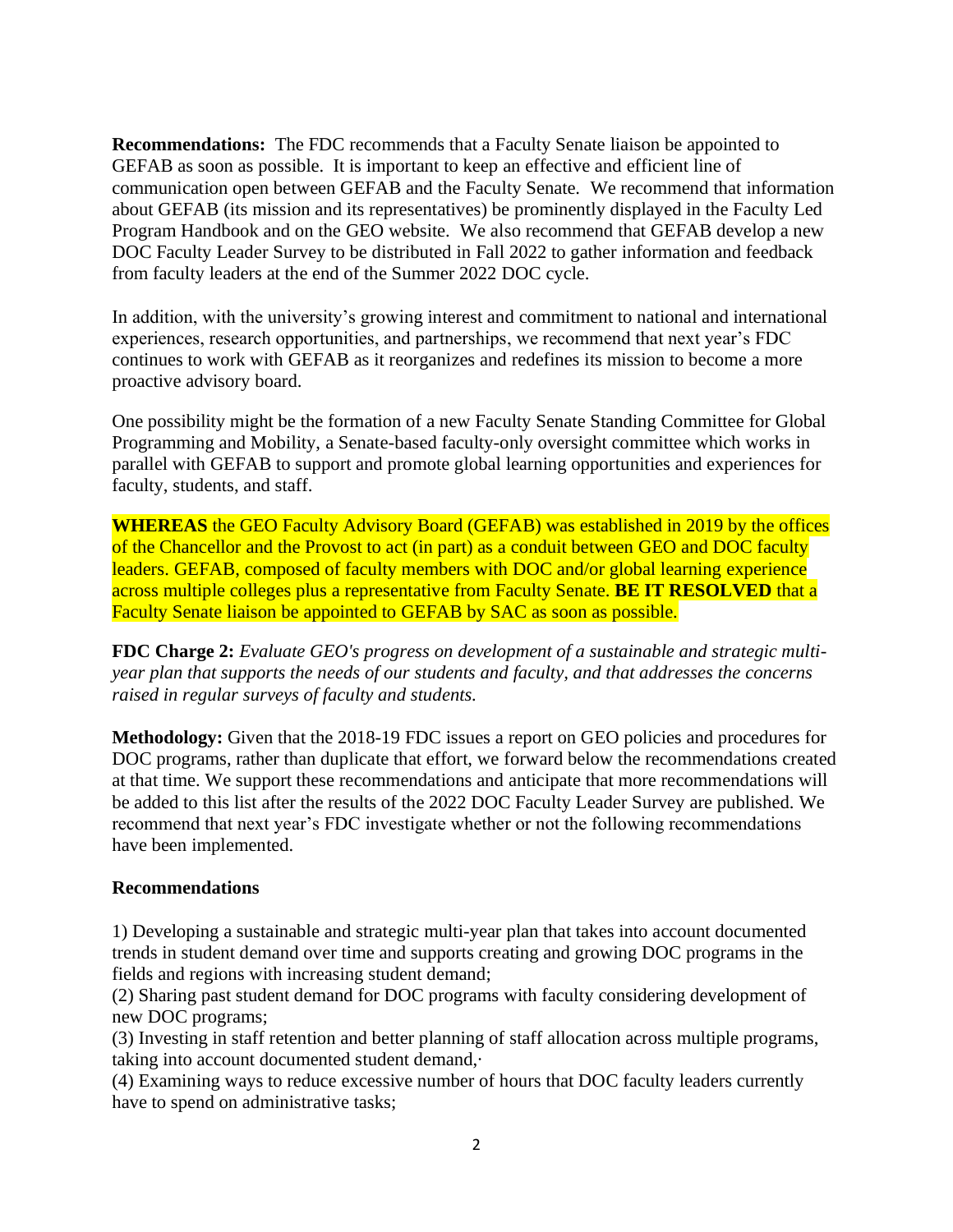**Recommendations:** The FDC recommends that a Faculty Senate liaison be appointed to GEFAB as soon as possible. It is important to keep an effective and efficient line of communication open between GEFAB and the Faculty Senate. We recommend that information about GEFAB (its mission and its representatives) be prominently displayed in the Faculty Led Program Handbook and on the GEO website. We also recommend that GEFAB develop a new DOC Faculty Leader Survey to be distributed in Fall 2022 to gather information and feedback from faculty leaders at the end of the Summer 2022 DOC cycle.

In addition, with the university's growing interest and commitment to national and international experiences, research opportunities, and partnerships, we recommend that next year's FDC continues to work with GEFAB as it reorganizes and redefines its mission to become a more proactive advisory board.

One possibility might be the formation of a new Faculty Senate Standing Committee for Global Programming and Mobility, a Senate-based faculty-only oversight committee which works in parallel with GEFAB to support and promote global learning opportunities and experiences for faculty, students, and staff.

**WHEREAS** the GEO Faculty Advisory Board (GEFAB) was established in 2019 by the offices of the Chancellor and the Provost to act (in part) as a conduit between GEO and DOC faculty leaders. GEFAB, composed of faculty members with DOC and/or global learning experience across multiple colleges plus a representative from Faculty Senate. **BE IT RESOLVED** that a Faculty Senate liaison be appointed to GEFAB by SAC as soon as possible.

**FDC Charge 2:** *Evaluate GEO's progress on development of a sustainable and strategic multi-year plan that supports the needs of our students and faculty, and that addresses the concerns raised in regular surveys of faculty and students.*

**Methodology:** Given that the 2018-19 FDC issues a report on GEO policies and procedures for DOC programs, rather than duplicate that effort, we forward below the recommendations created at that time. We support these recommendations and anticipate that more recommendations will be added to this list after the results of the 2022 DOC Faculty Leader Survey are published. We recommend that next year's FDC investigate whether or not the following recommendations have been implemented.

**Recommendations**

1) Developing a sustainable and strategic multi-year plan that takes into account documented trends in student demand over time and supports creating and growing DOC programs in the fields and regions with increasing student demand;
(2) Sharing past student demand for DOC programs with faculty considering development of new DOC programs;
(3) Investing in staff retention and better planning of staff allocation across multiple programs, taking into account documented student demand,·
(4) Examining ways to reduce excessive number of hours that DOC faculty leaders currently have to spend on administrative tasks;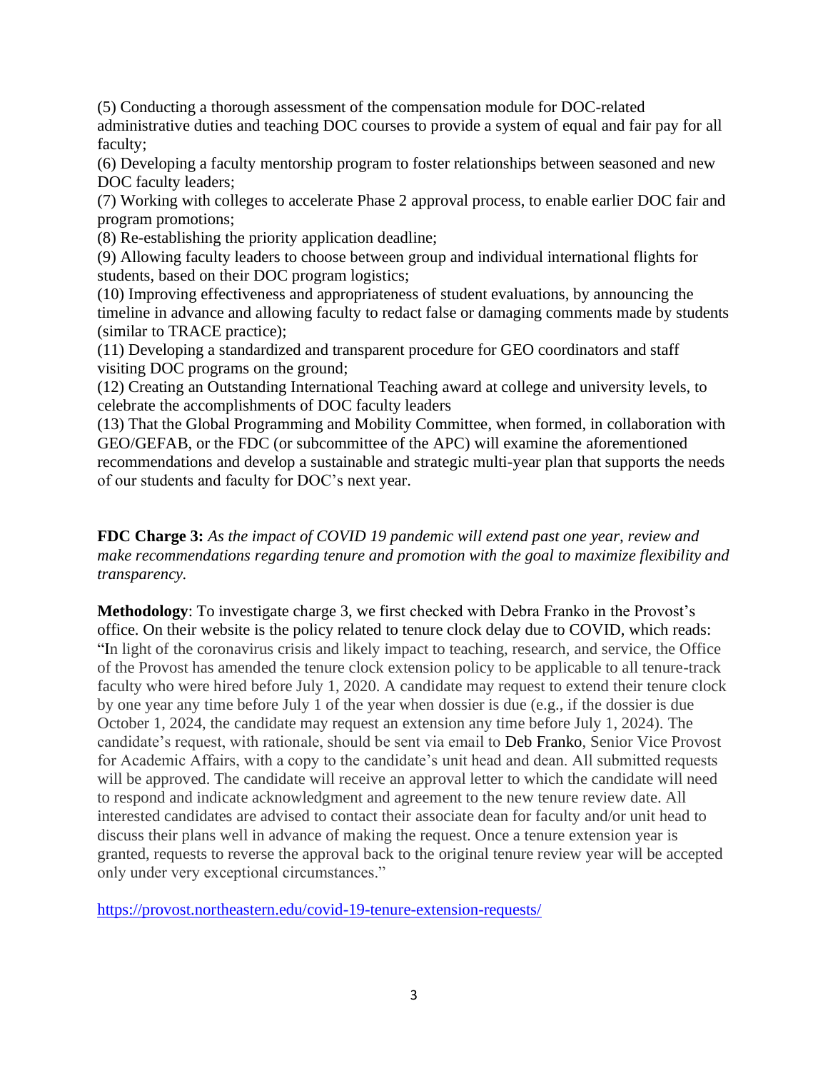(5) Conducting a thorough assessment of the compensation module for DOC-related administrative duties and teaching DOC courses to provide a system of equal and fair pay for all faculty;
(6) Developing a faculty mentorship program to foster relationships between seasoned and new DOC faculty leaders;
(7) Working with colleges to accelerate Phase 2 approval process, to enable earlier DOC fair and program promotions;
(8) Re-establishing the priority application deadline;
(9) Allowing faculty leaders to choose between group and individual international flights for students, based on their DOC program logistics;
(10) Improving effectiveness and appropriateness of student evaluations, by announcing the timeline in advance and allowing faculty to redact false or damaging comments made by students (similar to TRACE practice);
(11) Developing a standardized and transparent procedure for GEO coordinators and staff visiting DOC programs on the ground;
(12) Creating an Outstanding International Teaching award at college and university levels, to celebrate the accomplishments of DOC faculty leaders
(13) That the Global Programming and Mobility Committee, when formed, in collaboration with GEO/GEFAB, or the FDC (or subcommittee of the APC) will examine the aforementioned recommendations and develop a sustainable and strategic multi-year plan that supports the needs of our students and faculty for DOC's next year.

**FDC Charge 3:** *As the impact of COVID 19 pandemic will extend past one year, review and make recommendations regarding tenure and promotion with the goal to maximize flexibility and transparency.*

**Methodology**: To investigate charge 3, we first checked with Debra Franko in the Provost's office. On their website is the policy related to tenure clock delay due to COVID, which reads: "In light of the coronavirus crisis and likely impact to teaching, research, and service, the Office of the Provost has amended the tenure clock extension policy to be applicable to all tenure-track faculty who were hired before July 1, 2020. A candidate may request to extend their tenure clock by one year any time before July 1 of the year when dossier is due (e.g., if the dossier is due October 1, 2024, the candidate may request an extension any time before July 1, 2024). The candidate's request, with rationale, should be sent via email to Deb Franko, Senior Vice Provost for Academic Affairs, with a copy to the candidate's unit head and dean. All submitted requests will be approved. The candidate will receive an approval letter to which the candidate will need to respond and indicate acknowledgment and agreement to the new tenure review date. All interested candidates are advised to contact their associate dean for faculty and/or unit head to discuss their plans well in advance of making the request. Once a tenure extension year is granted, requests to reverse the approval back to the original tenure review year will be accepted only under very exceptional circumstances."

https://provost.northeastern.edu/covid-19-tenure-extension-requests/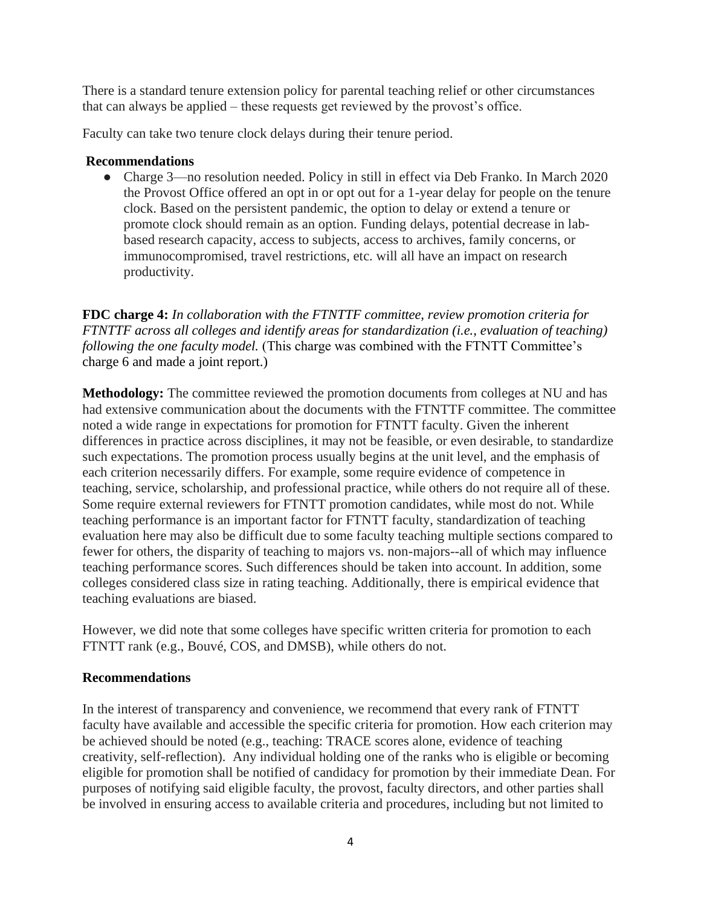There is a standard tenure extension policy for parental teaching relief or other circumstances that can always be applied – these requests get reviewed by the provost's office.

Faculty can take two tenure clock delays during their tenure period.

**Recommendations**

- Charge 3—no resolution needed. Policy in still in effect via Deb Franko. In March 2020 the Provost Office offered an opt in or opt out for a 1-year delay for people on the tenure clock. Based on the persistent pandemic, the option to delay or extend a tenure or promote clock should remain as an option. Funding delays, potential decrease in lab-based research capacity, access to subjects, access to archives, family concerns, or immunocompromised, travel restrictions, etc. will all have an impact on research productivity.

**FDC charge 4:** *In collaboration with the FTNTTF committee, review promotion criteria for FTNTTF across all colleges and identify areas for standardization (i.e., evaluation of teaching) following the one faculty model.* (This charge was combined with the FTNTT Committee's charge 6 and made a joint report.)

**Methodology:** The committee reviewed the promotion documents from colleges at NU and has had extensive communication about the documents with the FTNTTF committee. The committee noted a wide range in expectations for promotion for FTNTT faculty. Given the inherent differences in practice across disciplines, it may not be feasible, or even desirable, to standardize such expectations. The promotion process usually begins at the unit level, and the emphasis of each criterion necessarily differs. For example, some require evidence of competence in teaching, service, scholarship, and professional practice, while others do not require all of these. Some require external reviewers for FTNTT promotion candidates, while most do not. While teaching performance is an important factor for FTNTT faculty, standardization of teaching evaluation here may also be difficult due to some faculty teaching multiple sections compared to fewer for others, the disparity of teaching to majors vs. non-majors--all of which may influence teaching performance scores. Such differences should be taken into account. In addition, some colleges considered class size in rating teaching. Additionally, there is empirical evidence that teaching evaluations are biased.

However, we did note that some colleges have specific written criteria for promotion to each FTNTT rank (e.g., Bouvé, COS, and DMSB), while others do not.

**Recommendations**

In the interest of transparency and convenience, we recommend that every rank of FTNTT faculty have available and accessible the specific criteria for promotion. How each criterion may be achieved should be noted (e.g., teaching: TRACE scores alone, evidence of teaching creativity, self-reflection). Any individual holding one of the ranks who is eligible or becoming eligible for promotion shall be notified of candidacy for promotion by their immediate Dean. For purposes of notifying said eligible faculty, the provost, faculty directors, and other parties shall be involved in ensuring access to available criteria and procedures, including but not limited to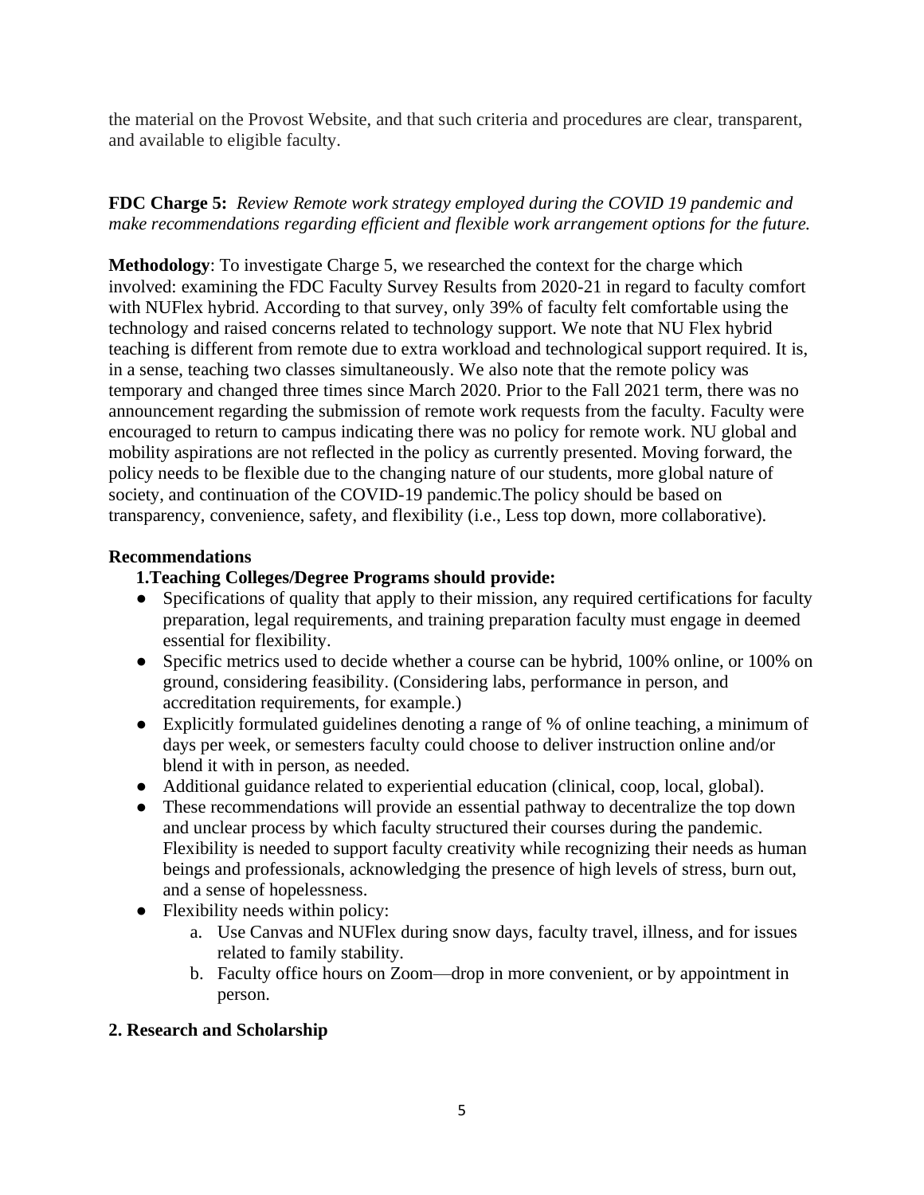the material on the Provost Website, and that such criteria and procedures are clear, transparent, and available to eligible faculty.

**FDC Charge 5:** *Review Remote work strategy employed during the COVID 19 pandemic and make recommendations regarding efficient and flexible work arrangement options for the future.*

**Methodology**: To investigate Charge 5, we researched the context for the charge which involved: examining the FDC Faculty Survey Results from 2020-21 in regard to faculty comfort with NUFlex hybrid. According to that survey, only 39% of faculty felt comfortable using the technology and raised concerns related to technology support. We note that NU Flex hybrid teaching is different from remote due to extra workload and technological support required. It is, in a sense, teaching two classes simultaneously. We also note that the remote policy was temporary and changed three times since March 2020. Prior to the Fall 2021 term, there was no announcement regarding the submission of remote work requests from the faculty. Faculty were encouraged to return to campus indicating there was no policy for remote work. NU global and mobility aspirations are not reflected in the policy as currently presented. Moving forward, the policy needs to be flexible due to the changing nature of our students, more global nature of society, and continuation of the COVID-19 pandemic.The policy should be based on transparency, convenience, safety, and flexibility (i.e., Less top down, more collaborative).

**Recommendations**

**1.Teaching Colleges/Degree Programs should provide:**

- Specifications of quality that apply to their mission, any required certifications for faculty preparation, legal requirements, and training preparation faculty must engage in deemed essential for flexibility.
- Specific metrics used to decide whether a course can be hybrid, 100% online, or 100% on ground, considering feasibility. (Considering labs, performance in person, and accreditation requirements, for example.)
- Explicitly formulated guidelines denoting a range of % of online teaching, a minimum of days per week, or semesters faculty could choose to deliver instruction online and/or blend it with in person, as needed.
- Additional guidance related to experiential education (clinical, coop, local, global).
- These recommendations will provide an essential pathway to decentralize the top down and unclear process by which faculty structured their courses during the pandemic. Flexibility is needed to support faculty creativity while recognizing their needs as human beings and professionals, acknowledging the presence of high levels of stress, burn out, and a sense of hopelessness.
- Flexibility needs within policy:
    a. Use Canvas and NUFlex during snow days, faculty travel, illness, and for issues related to family stability.
    b. Faculty office hours on Zoom—drop in more convenient, or by appointment in person.

**2. Research and Scholarship**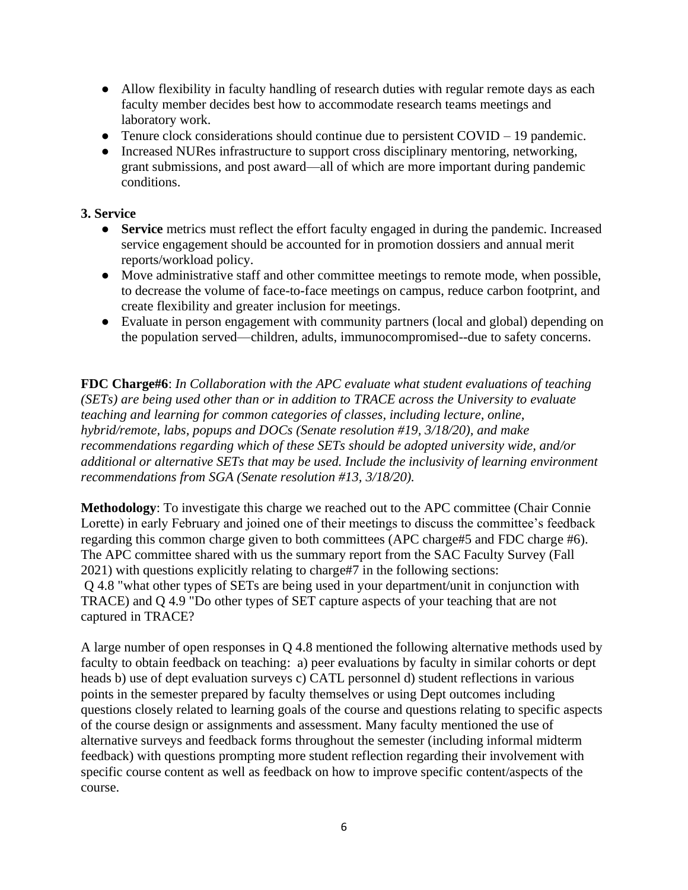- Allow flexibility in faculty handling of research duties with regular remote days as each faculty member decides best how to accommodate research teams meetings and laboratory work.
- Tenure clock considerations should continue due to persistent COVID – 19 pandemic.
- Increased NURes infrastructure to support cross disciplinary mentoring, networking, grant submissions, and post award—all of which are more important during pandemic conditions.

**3. Service**

- **Service** metrics must reflect the effort faculty engaged in during the pandemic. Increased service engagement should be accounted for in promotion dossiers and annual merit reports/workload policy.
- Move administrative staff and other committee meetings to remote mode, when possible, to decrease the volume of face-to-face meetings on campus, reduce carbon footprint, and create flexibility and greater inclusion for meetings.
- Evaluate in person engagement with community partners (local and global) depending on the population served—children, adults, immunocompromised--due to safety concerns.

**FDC Charge#6**: *In Collaboration with the APC evaluate what student evaluations of teaching (SETs) are being used other than or in addition to TRACE across the University to evaluate teaching and learning for common categories of classes, including lecture, online, hybrid/remote, labs, popups and DOCs (Senate resolution #19, 3/18/20), and make recommendations regarding which of these SETs should be adopted university wide, and/or additional or alternative SETs that may be used. Include the inclusivity of learning environment recommendations from SGA (Senate resolution #13, 3/18/20).*

**Methodology**: To investigate this charge we reached out to the APC committee (Chair Connie Lorette) in early February and joined one of their meetings to discuss the committee's feedback regarding this common charge given to both committees (APC charge#5 and FDC charge #6). The APC committee shared with us the summary report from the SAC Faculty Survey (Fall 2021) with questions explicitly relating to charge#7 in the following sections:
Q 4.8 "what other types of SETs are being used in your department/unit in conjunction with TRACE) and Q 4.9 "Do other types of SET capture aspects of your teaching that are not captured in TRACE?

A large number of open responses in Q 4.8 mentioned the following alternative methods used by faculty to obtain feedback on teaching: a) peer evaluations by faculty in similar cohorts or dept heads b) use of dept evaluation surveys c) CATL personnel d) student reflections in various points in the semester prepared by faculty themselves or using Dept outcomes including questions closely related to learning goals of the course and questions relating to specific aspects of the course design or assignments and assessment. Many faculty mentioned the use of alternative surveys and feedback forms throughout the semester (including informal midterm feedback) with questions prompting more student reflection regarding their involvement with specific course content as well as feedback on how to improve specific content/aspects of the course.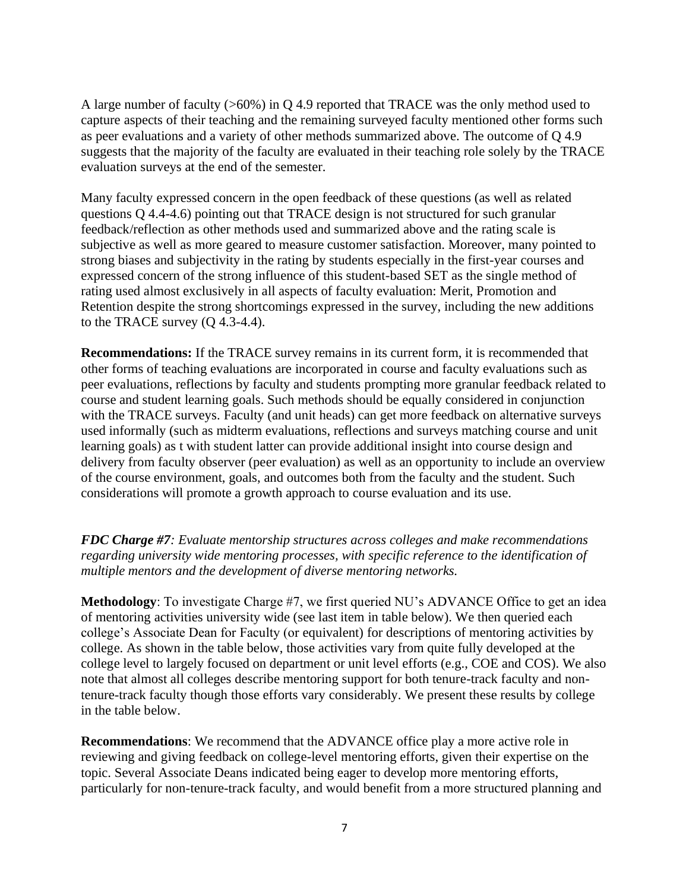A large number of faculty (>60%) in Q 4.9 reported that TRACE was the only method used to capture aspects of their teaching and the remaining surveyed faculty mentioned other forms such as peer evaluations and a variety of other methods summarized above. The outcome of Q 4.9 suggests that the majority of the faculty are evaluated in their teaching role solely by the TRACE evaluation surveys at the end of the semester.

Many faculty expressed concern in the open feedback of these questions (as well as related questions Q 4.4-4.6) pointing out that TRACE design is not structured for such granular feedback/reflection as other methods used and summarized above and the rating scale is subjective as well as more geared to measure customer satisfaction. Moreover, many pointed to strong biases and subjectivity in the rating by students especially in the first-year courses and expressed concern of the strong influence of this student-based SET as the single method of rating used almost exclusively in all aspects of faculty evaluation: Merit, Promotion and Retention despite the strong shortcomings expressed in the survey, including the new additions to the TRACE survey (Q 4.3-4.4).

**Recommendations:** If the TRACE survey remains in its current form, it is recommended that other forms of teaching evaluations are incorporated in course and faculty evaluations such as peer evaluations, reflections by faculty and students prompting more granular feedback related to course and student learning goals. Such methods should be equally considered in conjunction with the TRACE surveys. Faculty (and unit heads) can get more feedback on alternative surveys used informally (such as midterm evaluations, reflections and surveys matching course and unit learning goals) as t with student latter can provide additional insight into course design and delivery from faculty observer (peer evaluation) as well as an opportunity to include an overview of the course environment, goals, and outcomes both from the faculty and the student. Such considerations will promote a growth approach to course evaluation and its use.

***FDC Charge #7****: Evaluate mentorship structures across colleges and make recommendations regarding university wide mentoring processes, with specific reference to the identification of multiple mentors and the development of diverse mentoring networks.*

**Methodology**: To investigate Charge #7, we first queried NU's ADVANCE Office to get an idea of mentoring activities university wide (see last item in table below). We then queried each college's Associate Dean for Faculty (or equivalent) for descriptions of mentoring activities by college. As shown in the table below, those activities vary from quite fully developed at the college level to largely focused on department or unit level efforts (e.g., COE and COS). We also note that almost all colleges describe mentoring support for both tenure-track faculty and non-tenure-track faculty though those efforts vary considerably. We present these results by college in the table below.

**Recommendations**: We recommend that the ADVANCE office play a more active role in reviewing and giving feedback on college-level mentoring efforts, given their expertise on the topic. Several Associate Deans indicated being eager to develop more mentoring efforts, particularly for non-tenure-track faculty, and would benefit from a more structured planning and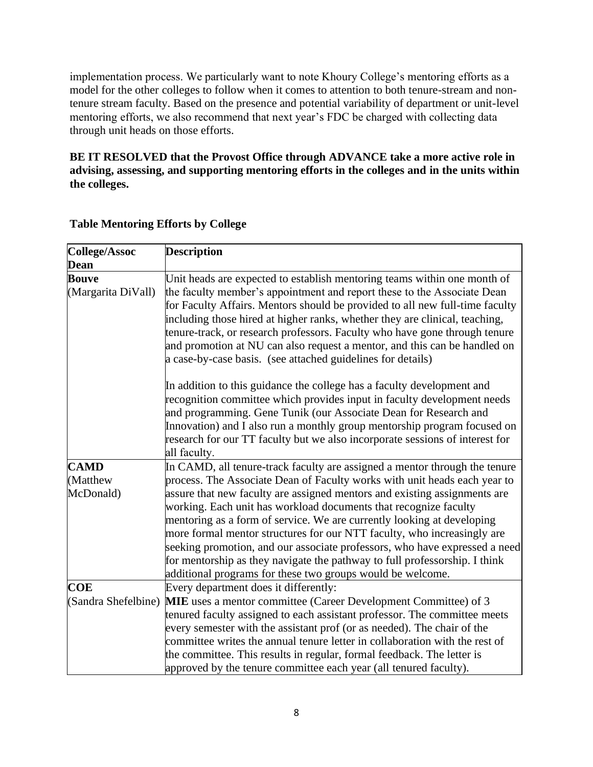implementation process. We particularly want to note Khoury College's mentoring efforts as a model for the other colleges to follow when it comes to attention to both tenure-stream and non-tenure stream faculty. Based on the presence and potential variability of department or unit-level mentoring efforts, we also recommend that next year's FDC be charged with collecting data through unit heads on those efforts.

**BE IT RESOLVED that the Provost Office through ADVANCE take a more active role in advising, assessing, and supporting mentoring efforts in the colleges and in the units within the colleges.**

**Table Mentoring Efforts by College**

| College/Assoc Dean | Description |
|---|---|
| **Bouve** (Margarita DiVall) | Unit heads are expected to establish mentoring teams within one month of the faculty member's appointment and report these to the Associate Dean for Faculty Affairs. Mentors should be provided to all new full-time faculty including those hired at higher ranks, whether they are clinical, teaching, tenure-track, or research professors. Faculty who have gone through tenure and promotion at NU can also request a mentor, and this can be handled on a case-by-case basis. (see attached guidelines for details)<br><br>In addition to this guidance the college has a faculty development and recognition committee which provides input in faculty development needs and programming. Gene Tunik (our Associate Dean for Research and Innovation) and I also run a monthly group mentorship program focused on research for our TT faculty but we also incorporate sessions of interest for all faculty. |
| **CAMD** (Matthew McDonald) | In CAMD, all tenure-track faculty are assigned a mentor through the tenure process. The Associate Dean of Faculty works with unit heads each year to assure that new faculty are assigned mentors and existing assignments are working. Each unit has workload documents that recognize faculty mentoring as a form of service. We are currently looking at developing more formal mentor structures for our NTT faculty, who increasingly are seeking promotion, and our associate professors, who have expressed a need for mentorship as they navigate the pathway to full professorship. I think additional programs for these two groups would be welcome. |
| **COE** (Sandra Shefelbine) | Every department does it differently:<br>**MIE** uses a mentor committee (Career Development Committee) of 3 tenured faculty assigned to each assistant professor. The committee meets every semester with the assistant prof (or as needed). The chair of the committee writes the annual tenure letter in collaboration with the rest of the committee. This results in regular, formal feedback. The letter is approved by the tenure committee each year (all tenured faculty). |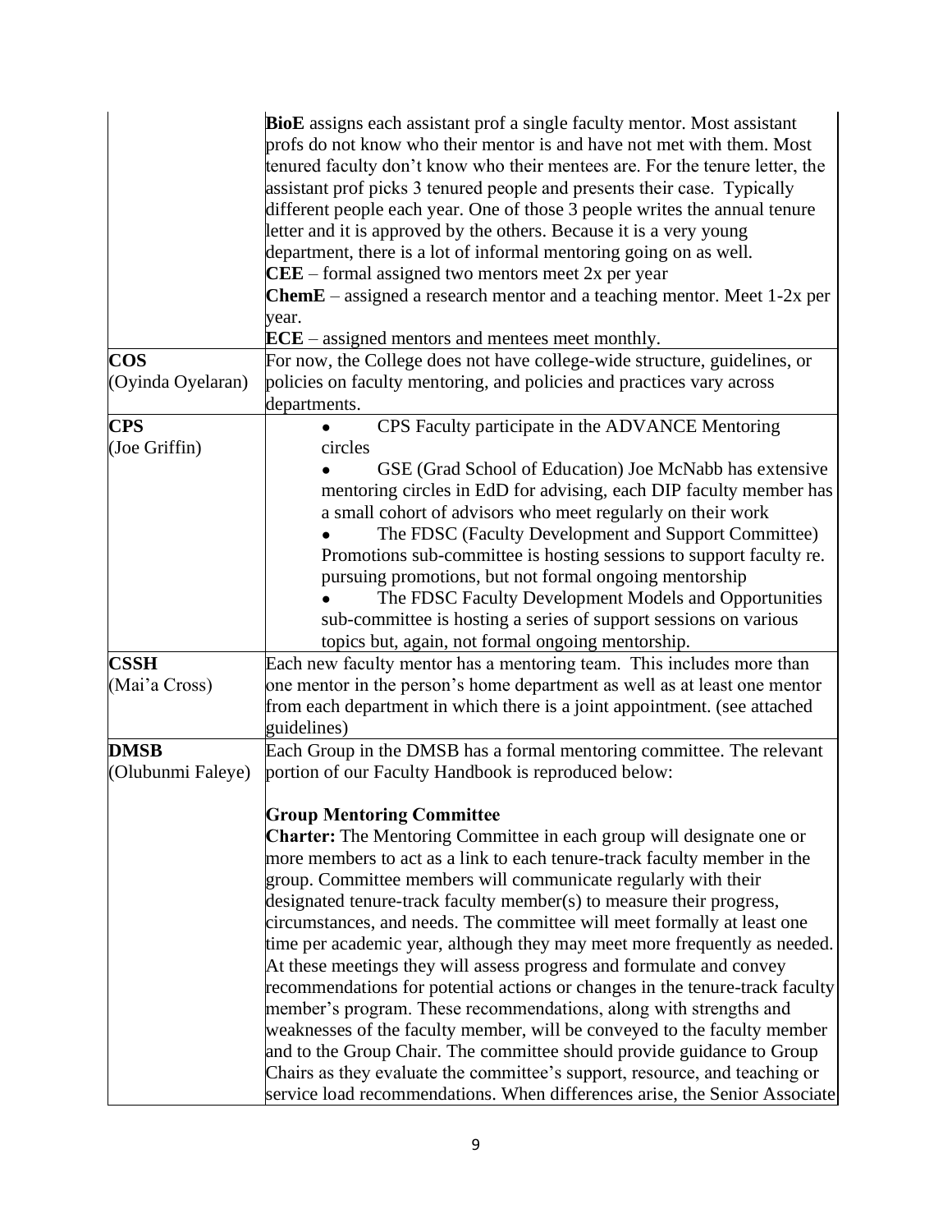| | |
|---|---|
| | **BioE** assigns each assistant prof a single faculty mentor. Most assistant profs do not know who their mentor is and have not met with them. Most tenured faculty don't know who their mentees are. For the tenure letter, the assistant prof picks 3 tenured people and presents their case. Typically different people each year. One of those 3 people writes the annual tenure letter and it is approved by the others. Because it is a very young department, there is a lot of informal mentoring going on as well.<br>**CEE** – formal assigned two mentors meet 2x per year<br>**ChemE** – assigned a research mentor and a teaching mentor. Meet 1-2x per year.<br>**ECE** – assigned mentors and mentees meet monthly. |
| **COS**<br>(Oyinda Oyelaran) | For now, the College does not have college-wide structure, guidelines, or policies on faculty mentoring, and policies and practices vary across departments. |
| **CPS**<br>(Joe Griffin) | • CPS Faculty participate in the ADVANCE Mentoring circles<br>• GSE (Grad School of Education) Joe McNabb has extensive mentoring circles in EdD for advising, each DIP faculty member has a small cohort of advisors who meet regularly on their work<br>• The FDSC (Faculty Development and Support Committee) Promotions sub-committee is hosting sessions to support faculty re. pursuing promotions, but not formal ongoing mentorship<br>• The FDSC Faculty Development Models and Opportunities sub-committee is hosting a series of support sessions on various topics but, again, not formal ongoing mentorship. |
| **CSSH**<br>(Mai'a Cross) | Each new faculty mentor has a mentoring team. This includes more than one mentor in the person's home department as well as at least one mentor from each department in which there is a joint appointment. (see attached guidelines) |
| **DMSB**<br>(Olubunmi Faleye) | Each Group in the DMSB has a formal mentoring committee. The relevant portion of our Faculty Handbook is reproduced below:<br><br>**Group Mentoring Committee**<br>**Charter:** The Mentoring Committee in each group will designate one or more members to act as a link to each tenure-track faculty member in the group. Committee members will communicate regularly with their designated tenure-track faculty member(s) to measure their progress, circumstances, and needs. The committee will meet formally at least one time per academic year, although they may meet more frequently as needed. At these meetings they will assess progress and formulate and convey recommendations for potential actions or changes in the tenure-track faculty member's program. These recommendations, along with strengths and weaknesses of the faculty member, will be conveyed to the faculty member and to the Group Chair. The committee should provide guidance to Group Chairs as they evaluate the committee's support, resource, and teaching or service load recommendations. When differences arise, the Senior Associate |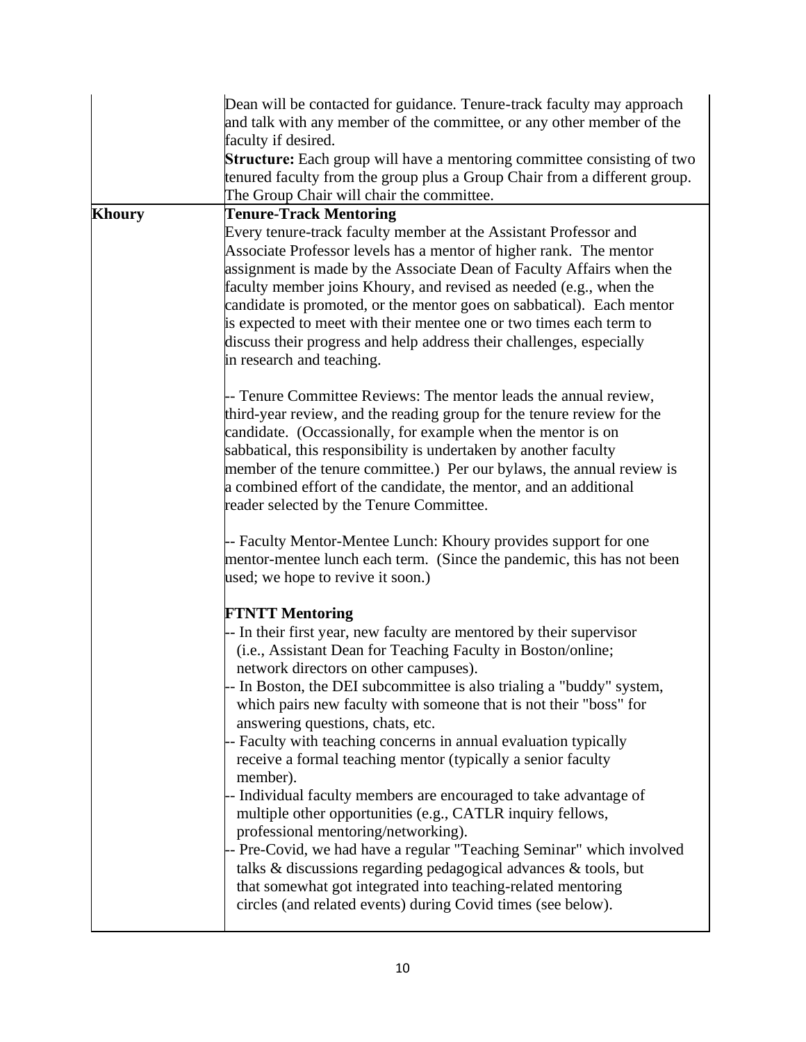| | |
|---|---|
| | Dean will be contacted for guidance. Tenure-track faculty may approach and talk with any member of the committee, or any other member of the faculty if desired.<br>**Structure:** Each group will have a mentoring committee consisting of two tenured faculty from the group plus a Group Chair from a different group. The Group Chair will chair the committee. |
| **Khoury** | **Tenure-Track Mentoring**<br>Every tenure-track faculty member at the Assistant Professor and Associate Professor levels has a mentor of higher rank. The mentor assignment is made by the Associate Dean of Faculty Affairs when the faculty member joins Khoury, and revised as needed (e.g., when the candidate is promoted, or the mentor goes on sabbatical). Each mentor is expected to meet with their mentee one or two times each term to discuss their progress and help address their challenges, especially in research and teaching.<br><br>-- Tenure Committee Reviews: The mentor leads the annual review, third-year review, and the reading group for the tenure review for the candidate. (Occassionally, for example when the mentor is on sabbatical, this responsibility is undertaken by another faculty member of the tenure committee.) Per our bylaws, the annual review is a combined effort of the candidate, the mentor, and an additional reader selected by the Tenure Committee.<br><br>-- Faculty Mentor-Mentee Lunch: Khoury provides support for one mentor-mentee lunch each term. (Since the pandemic, this has not been used; we hope to revive it soon.)<br><br>**FTNTT Mentoring**<br>-- In their first year, new faculty are mentored by their supervisor (i.e., Assistant Dean for Teaching Faculty in Boston/online; network directors on other campuses).<br>-- In Boston, the DEI subcommittee is also trialing a "buddy" system, which pairs new faculty with someone that is not their "boss" for answering questions, chats, etc.<br>-- Faculty with teaching concerns in annual evaluation typically receive a formal teaching mentor (typically a senior faculty member).<br>-- Individual faculty members are encouraged to take advantage of multiple other opportunities (e.g., CATLR inquiry fellows, professional mentoring/networking).<br>-- Pre-Covid, we had have a regular "Teaching Seminar" which involved talks & discussions regarding pedagogical advances & tools, but that somewhat got integrated into teaching-related mentoring circles (and related events) during Covid times (see below). |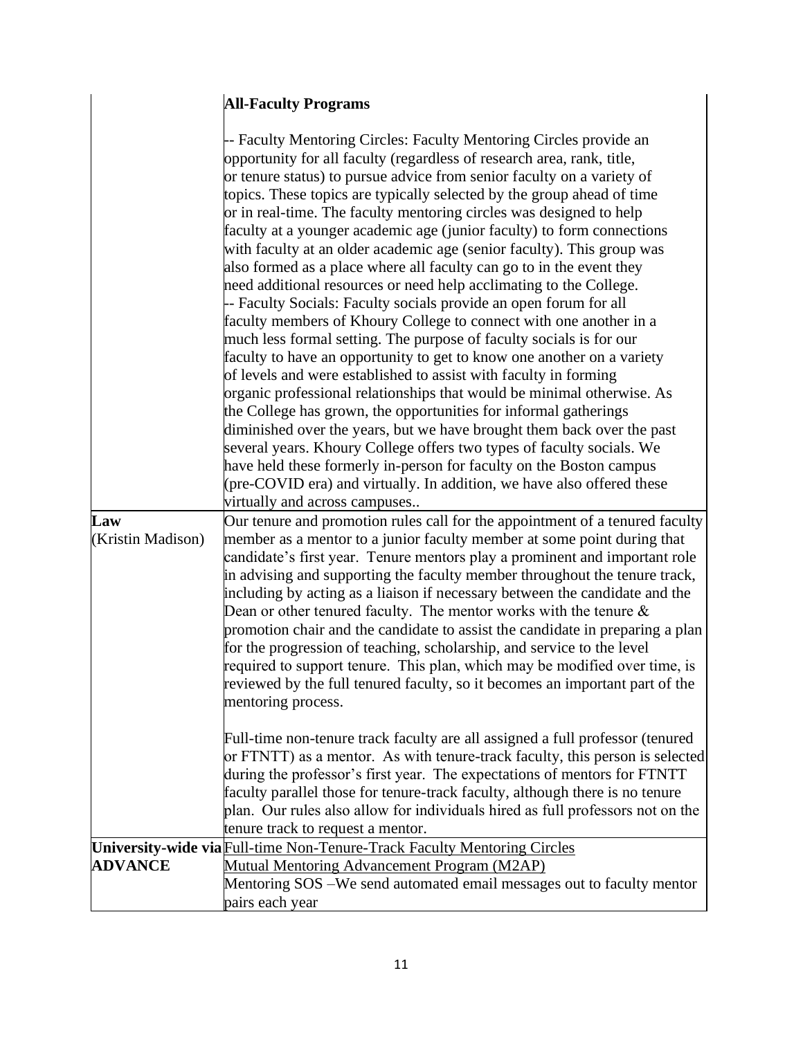| | |
|---|---|
| | **All-Faculty Programs**<br><br>-- Faculty Mentoring Circles: Faculty Mentoring Circles provide an opportunity for all faculty (regardless of research area, rank, title, or tenure status) to pursue advice from senior faculty on a variety of topics. These topics are typically selected by the group ahead of time or in real-time. The faculty mentoring circles was designed to help faculty at a younger academic age (junior faculty) to form connections with faculty at an older academic age (senior faculty). This group was also formed as a place where all faculty can go to in the event they need additional resources or need help acclimating to the College.<br>-- Faculty Socials: Faculty socials provide an open forum for all faculty members of Khoury College to connect with one another in a much less formal setting. The purpose of faculty socials is for our faculty to have an opportunity to get to know one another on a variety of levels and were established to assist with faculty in forming organic professional relationships that would be minimal otherwise. As the College has grown, the opportunities for informal gatherings diminished over the years, but we have brought them back over the past several years. Khoury College offers two types of faculty socials. We have held these formerly in-person for faculty on the Boston campus (pre-COVID era) and virtually. In addition, we have also offered these virtually and across campuses.. |
| **Law**<br>(Kristin Madison) | Our tenure and promotion rules call for the appointment of a tenured faculty member as a mentor to a junior faculty member at some point during that candidate's first year. Tenure mentors play a prominent and important role in advising and supporting the faculty member throughout the tenure track, including by acting as a liaison if necessary between the candidate and the Dean or other tenured faculty. The mentor works with the tenure & promotion chair and the candidate to assist the candidate in preparing a plan for the progression of teaching, scholarship, and service to the level required to support tenure. This plan, which may be modified over time, is reviewed by the full tenured faculty, so it becomes an important part of the mentoring process.<br><br>Full-time non-tenure track faculty are all assigned a full professor (tenured or FTNTT) as a mentor. As with tenure-track faculty, this person is selected during the professor's first year. The expectations of mentors for FTNTT faculty parallel those for tenure-track faculty, although there is no tenure plan. Our rules also allow for individuals hired as full professors not on the tenure track to request a mentor. |
| **University-wide via ADVANCE** | Full-time Non-Tenure-Track Faculty Mentoring Circles<br>Mutual Mentoring Advancement Program (M2AP)<br>Mentoring SOS –We send automated email messages out to faculty mentor pairs each year |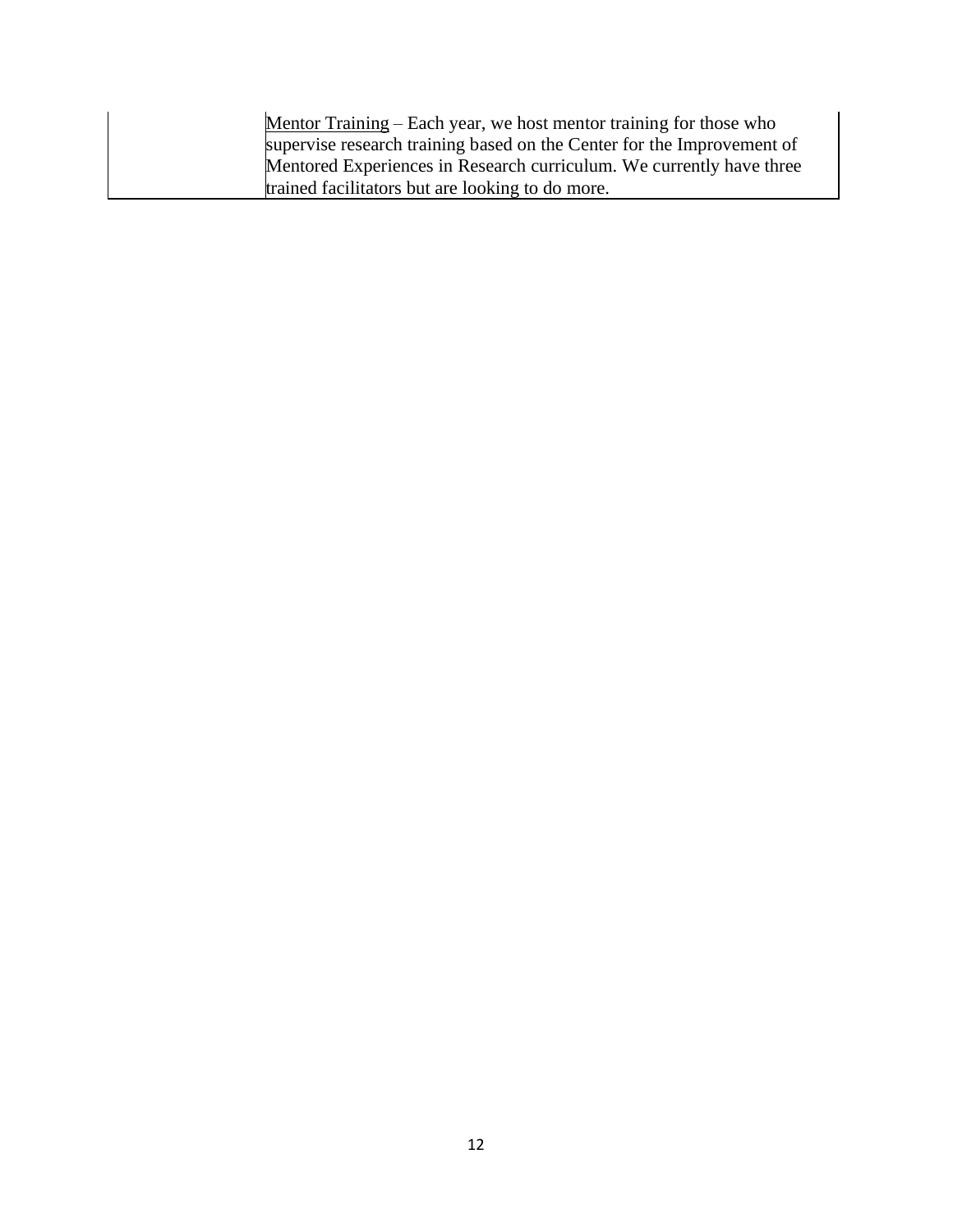| | |
|---|---|
| | <u>Mentor Training</u> – Each year, we host mentor training for those who supervise research training based on the Center for the Improvement of Mentored Experiences in Research curriculum. We currently have three trained facilitators but are looking to do more. |